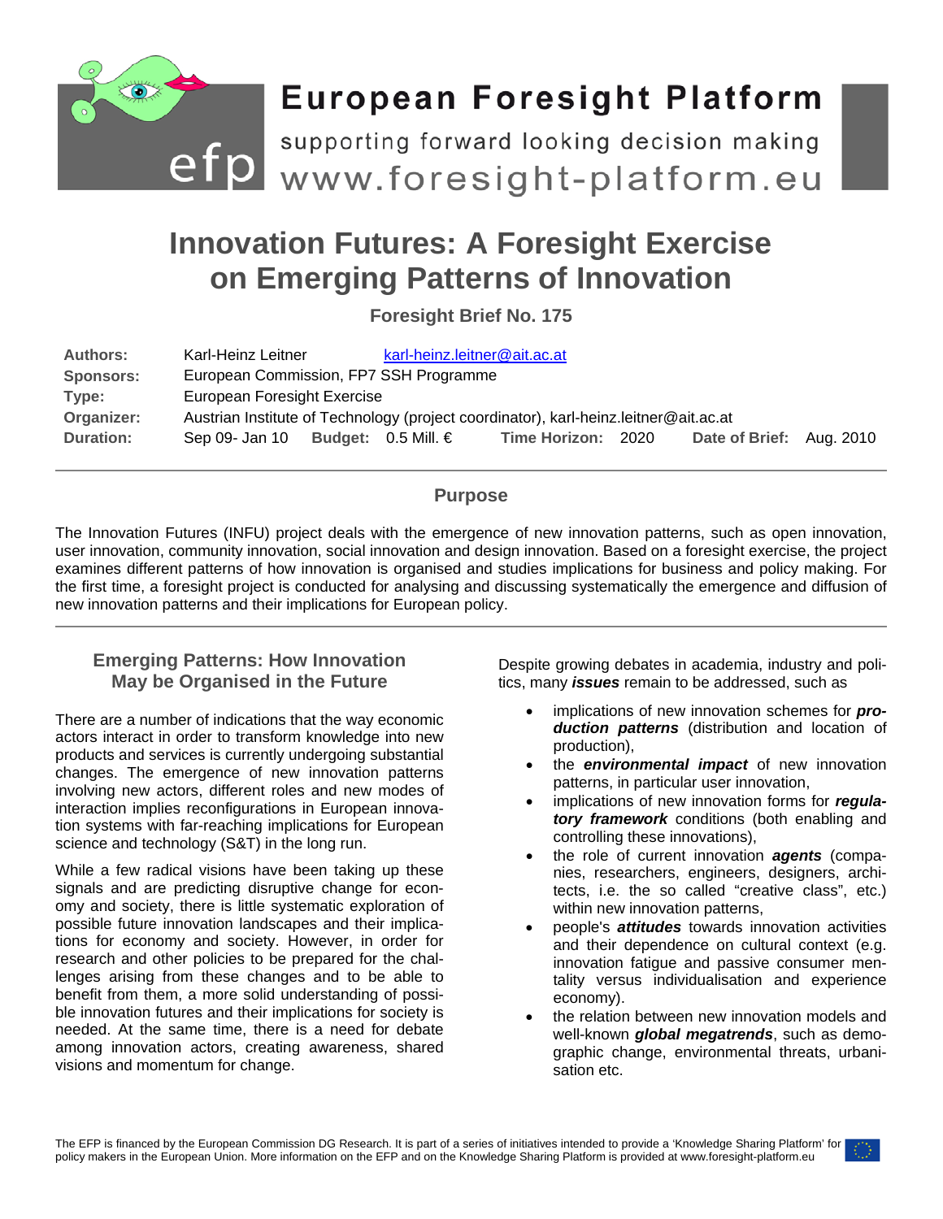# European Foresight Platform

supporting forward looking decision making

www.foresight-platform.eu

# Innovation Futures: A Foresight Exercise on Emerging Patterns of Innovation

**Foresight Brief No. 175**

| | |
|---|---|
| **Authors:** | Karl-Heinz Leitner karl-heinz.leitner@ait.ac.at |
| **Sponsors:** | European Commission, FP7 SSH Programme |
| **Type:** | European Foresight Exercise |
| **Organizer:** | Austrian Institute of Technology (project coordinator), karl-heinz.leitner@ait.ac.at |
| **Duration:** | Sep 09- Jan 10 **Budget:** 0.5 Mill. € **Time Horizon:** 2020 **Date of Brief:** Aug. 2010 |

## Purpose

The Innovation Futures (INFU) project deals with the emergence of new innovation patterns, such as open innovation, user innovation, community innovation, social innovation and design innovation. Based on a foresight exercise, the project examines different patterns of how innovation is organised and studies implications for business and policy making. For the first time, a foresight project is conducted for analysing and discussing systematically the emergence and diffusion of new innovation patterns and their implications for European policy.

## Emerging Patterns: How Innovation May be Organised in the Future

There are a number of indications that the way economic actors interact in order to transform knowledge into new products and services is currently undergoing substantial changes. The emergence of new innovation patterns involving new actors, different roles and new modes of interaction implies reconfigurations in European innovation systems with far-reaching implications for European science and technology (S&T) in the long run.

While a few radical visions have been taking up these signals and are predicting disruptive change for economy and society, there is little systematic exploration of possible future innovation landscapes and their implications for economy and society. However, in order for research and other policies to be prepared for the challenges arising from these changes and to be able to benefit from them, a more solid understanding of possible innovation futures and their implications for society is needed. At the same time, there is a need for debate among innovation actors, creating awareness, shared visions and momentum for change.

Despite growing debates in academia, industry and politics, many ***issues*** remain to be addressed, such as

- implications of new innovation schemes for ***production patterns*** (distribution and location of production),
- the ***environmental impact*** of new innovation patterns, in particular user innovation,
- implications of new innovation forms for ***regulatory framework*** conditions (both enabling and controlling these innovations),
- the role of current innovation ***agents*** (companies, researchers, engineers, designers, architects, i.e. the so called "creative class", etc.) within new innovation patterns,
- people's ***attitudes*** towards innovation activities and their dependence on cultural context (e.g. innovation fatigue and passive consumer mentality versus individualisation and experience economy).
- the relation between new innovation models and well-known ***global megatrends***, such as demographic change, environmental threats, urbanisation etc.

The EFP is financed by the European Commission DG Research. It is part of a series of initiatives intended to provide a 'Knowledge Sharing Platform' for policy makers in the European Union. More information on the EFP and on the Knowledge Sharing Platform is provided at www.foresight-platform.eu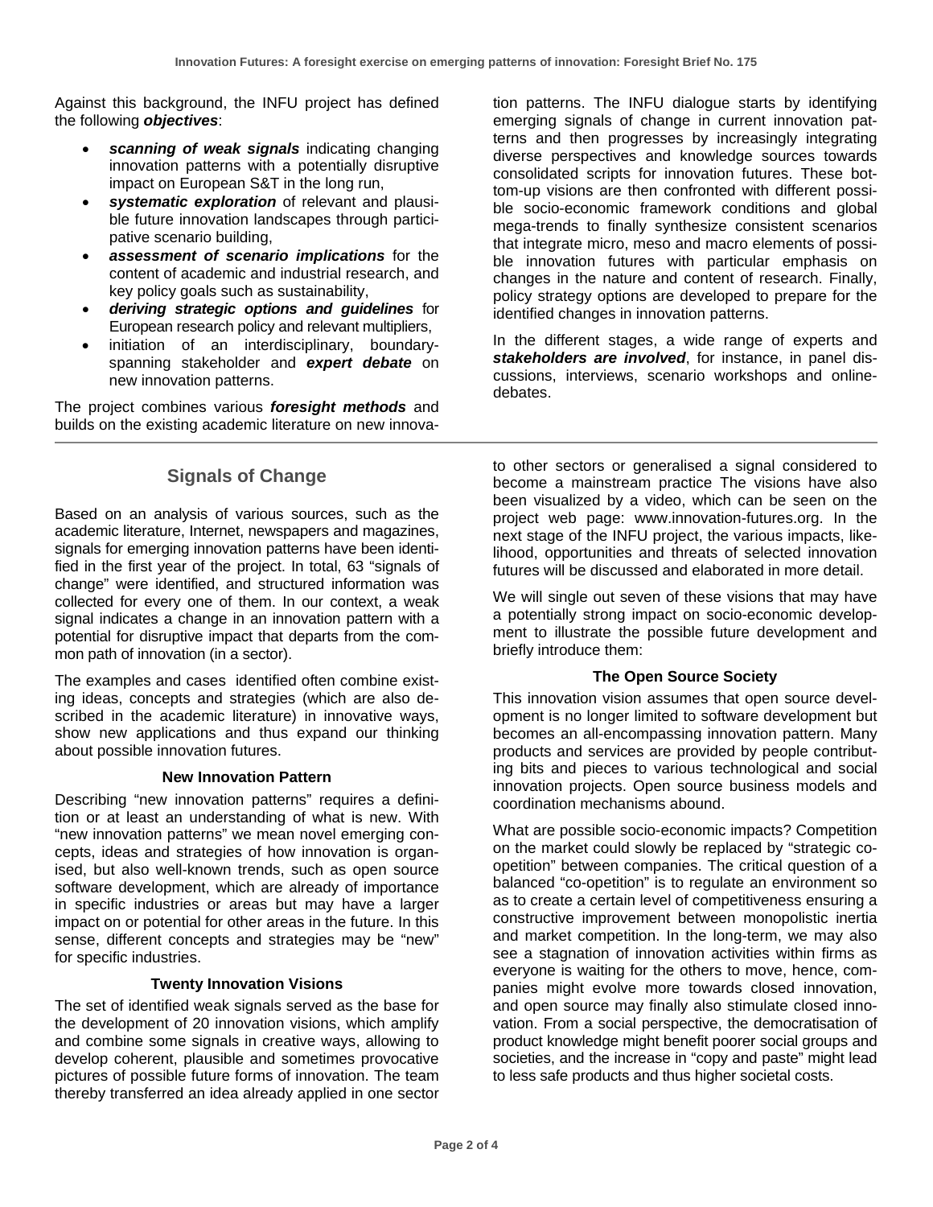Against this background, the INFU project has defined the following ***objectives***:

- ***scanning of weak signals*** indicating changing innovation patterns with a potentially disruptive impact on European S&T in the long run,
- ***systematic exploration*** of relevant and plausible future innovation landscapes through participative scenario building,
- ***assessment of scenario implications*** for the content of academic and industrial research, and key policy goals such as sustainability,
- ***deriving strategic options and guidelines*** for European research policy and relevant multipliers,
- initiation of an interdisciplinary, boundary-spanning stakeholder and ***expert debate*** on new innovation patterns.

The project combines various ***foresight methods*** and builds on the existing academic literature on new innovation patterns. The INFU dialogue starts by identifying emerging signals of change in current innovation patterns and then progresses by increasingly integrating diverse perspectives and knowledge sources towards consolidated scripts for innovation futures. These bottom-up visions are then confronted with different possible socio-economic framework conditions and global mega-trends to finally synthesize consistent scenarios that integrate micro, meso and macro elements of possible innovation futures with particular emphasis on changes in the nature and content of research. Finally, policy strategy options are developed to prepare for the identified changes in innovation patterns.

In the different stages, a wide range of experts and ***stakeholders are involved***, for instance, in panel discussions, interviews, scenario workshops and online-debates.

## Signals of Change

Based on an analysis of various sources, such as the academic literature, Internet, newspapers and magazines, signals for emerging innovation patterns have been identified in the first year of the project. In total, 63 "signals of change" were identified, and structured information was collected for every one of them. In our context, a weak signal indicates a change in an innovation pattern with a potential for disruptive impact that departs from the common path of innovation (in a sector).

The examples and cases identified often combine existing ideas, concepts and strategies (which are also described in the academic literature) in innovative ways, show new applications and thus expand our thinking about possible innovation futures.

### New Innovation Pattern

Describing "new innovation patterns" requires a definition or at least an understanding of what is new. With "new innovation patterns" we mean novel emerging concepts, ideas and strategies of how innovation is organised, but also well-known trends, such as open source software development, which are already of importance in specific industries or areas but may have a larger impact on or potential for other areas in the future. In this sense, different concepts and strategies may be "new" for specific industries.

### Twenty Innovation Visions

The set of identified weak signals served as the base for the development of 20 innovation visions, which amplify and combine some signals in creative ways, allowing to develop coherent, plausible and sometimes provocative pictures of possible future forms of innovation. The team thereby transferred an idea already applied in one sector to other sectors or generalised a signal considered to become a mainstream practice The visions have also been visualized by a video, which can be seen on the project web page: www.innovation-futures.org. In the next stage of the INFU project, the various impacts, likelihood, opportunities and threats of selected innovation futures will be discussed and elaborated in more detail.

We will single out seven of these visions that may have a potentially strong impact on socio-economic development to illustrate the possible future development and briefly introduce them:

### The Open Source Society

This innovation vision assumes that open source development is no longer limited to software development but becomes an all-encompassing innovation pattern. Many products and services are provided by people contributing bits and pieces to various technological and social innovation projects. Open source business models and coordination mechanisms abound.

What are possible socio-economic impacts? Competition on the market could slowly be replaced by "strategic co-opetition" between companies. The critical question of a balanced "co-opetition" is to regulate an environment so as to create a certain level of competitiveness ensuring a constructive improvement between monopolistic inertia and market competition. In the long-term, we may also see a stagnation of innovation activities within firms as everyone is waiting for the others to move, hence, companies might evolve more towards closed innovation, and open source may finally also stimulate closed innovation. From a social perspective, the democratisation of product knowledge might benefit poorer social groups and societies, and the increase in "copy and paste" might lead to less safe products and thus higher societal costs.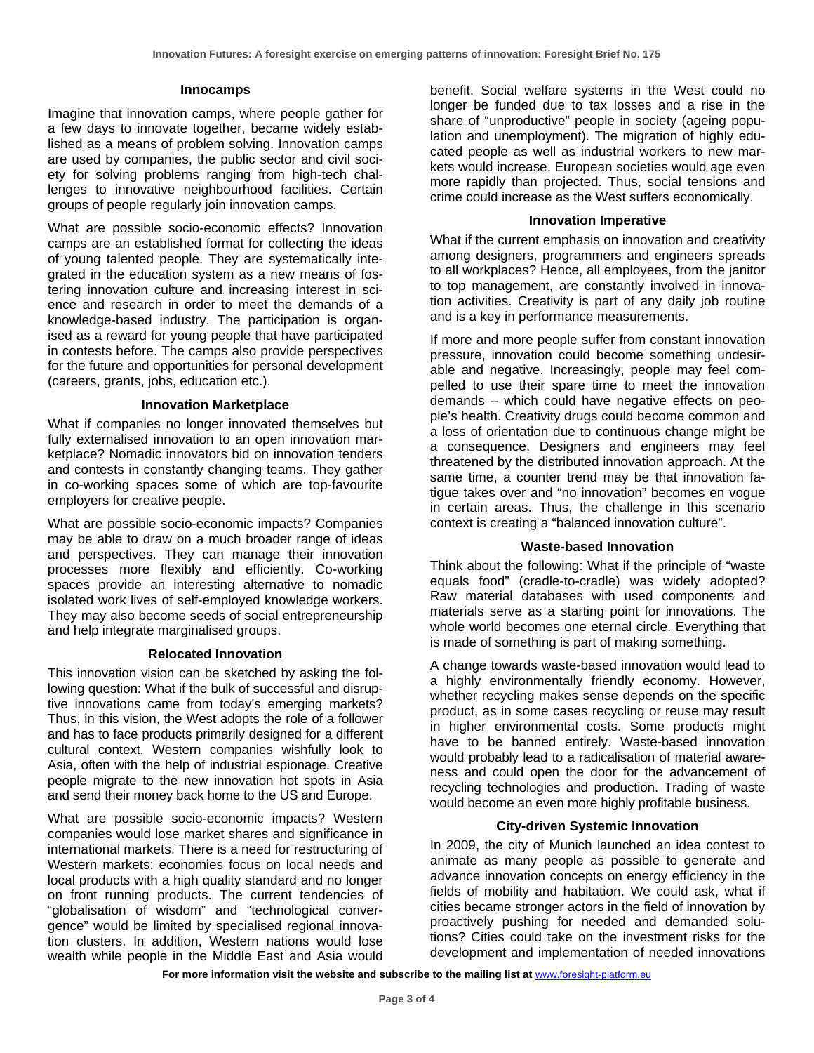### Innocamps

Imagine that innovation camps, where people gather for a few days to innovate together, became widely established as a means of problem solving. Innovation camps are used by companies, the public sector and civil society for solving problems ranging from high-tech challenges to innovative neighbourhood facilities. Certain groups of people regularly join innovation camps.

What are possible socio-economic effects? Innovation camps are an established format for collecting the ideas of young talented people. They are systematically integrated in the education system as a new means of fostering innovation culture and increasing interest in science and research in order to meet the demands of a knowledge-based industry. The participation is organised as a reward for young people that have participated in contests before. The camps also provide perspectives for the future and opportunities for personal development (careers, grants, jobs, education etc.).

### Innovation Marketplace

What if companies no longer innovated themselves but fully externalised innovation to an open innovation marketplace? Nomadic innovators bid on innovation tenders and contests in constantly changing teams. They gather in co-working spaces some of which are top-favourite employers for creative people.

What are possible socio-economic impacts? Companies may be able to draw on a much broader range of ideas and perspectives. They can manage their innovation processes more flexibly and efficiently. Co-working spaces provide an interesting alternative to nomadic isolated work lives of self-employed knowledge workers. They may also become seeds of social entrepreneurship and help integrate marginalised groups.

### Relocated Innovation

This innovation vision can be sketched by asking the following question: What if the bulk of successful and disruptive innovations came from today's emerging markets? Thus, in this vision, the West adopts the role of a follower and has to face products primarily designed for a different cultural context. Western companies wishfully look to Asia, often with the help of industrial espionage. Creative people migrate to the new innovation hot spots in Asia and send their money back home to the US and Europe.

What are possible socio-economic impacts? Western companies would lose market shares and significance in international markets. There is a need for restructuring of Western markets: economies focus on local needs and local products with a high quality standard and no longer on front running products. The current tendencies of "globalisation of wisdom" and "technological convergence" would be limited by specialised regional innovation clusters. In addition, Western nations would lose wealth while people in the Middle East and Asia would benefit. Social welfare systems in the West could no longer be funded due to tax losses and a rise in the share of "unproductive" people in society (ageing population and unemployment). The migration of highly educated people as well as industrial workers to new markets would increase. European societies would age even more rapidly than projected. Thus, social tensions and crime could increase as the West suffers economically.

### Innovation Imperative

What if the current emphasis on innovation and creativity among designers, programmers and engineers spreads to all workplaces? Hence, all employees, from the janitor to top management, are constantly involved in innovation activities. Creativity is part of any daily job routine and is a key in performance measurements.

If more and more people suffer from constant innovation pressure, innovation could become something undesirable and negative. Increasingly, people may feel compelled to use their spare time to meet the innovation demands – which could have negative effects on people's health. Creativity drugs could become common and a loss of orientation due to continuous change might be a consequence. Designers and engineers may feel threatened by the distributed innovation approach. At the same time, a counter trend may be that innovation fatigue takes over and "no innovation" becomes en vogue in certain areas. Thus, the challenge in this scenario context is creating a "balanced innovation culture".

### Waste-based Innovation

Think about the following: What if the principle of "waste equals food" (cradle-to-cradle) was widely adopted? Raw material databases with used components and materials serve as a starting point for innovations. The whole world becomes one eternal circle. Everything that is made of something is part of making something.

A change towards waste-based innovation would lead to a highly environmentally friendly economy. However, whether recycling makes sense depends on the specific product, as in some cases recycling or reuse may result in higher environmental costs. Some products might have to be banned entirely. Waste-based innovation would probably lead to a radicalisation of material awareness and could open the door for the advancement of recycling technologies and production. Trading of waste would become an even more highly profitable business.

### City-driven Systemic Innovation

In 2009, the city of Munich launched an idea contest to animate as many people as possible to generate and advance innovation concepts on energy efficiency in the fields of mobility and habitation. We could ask, what if cities became stronger actors in the field of innovation by proactively pushing for needed and demanded solutions? Cities could take on the investment risks for the development and implementation of needed innovations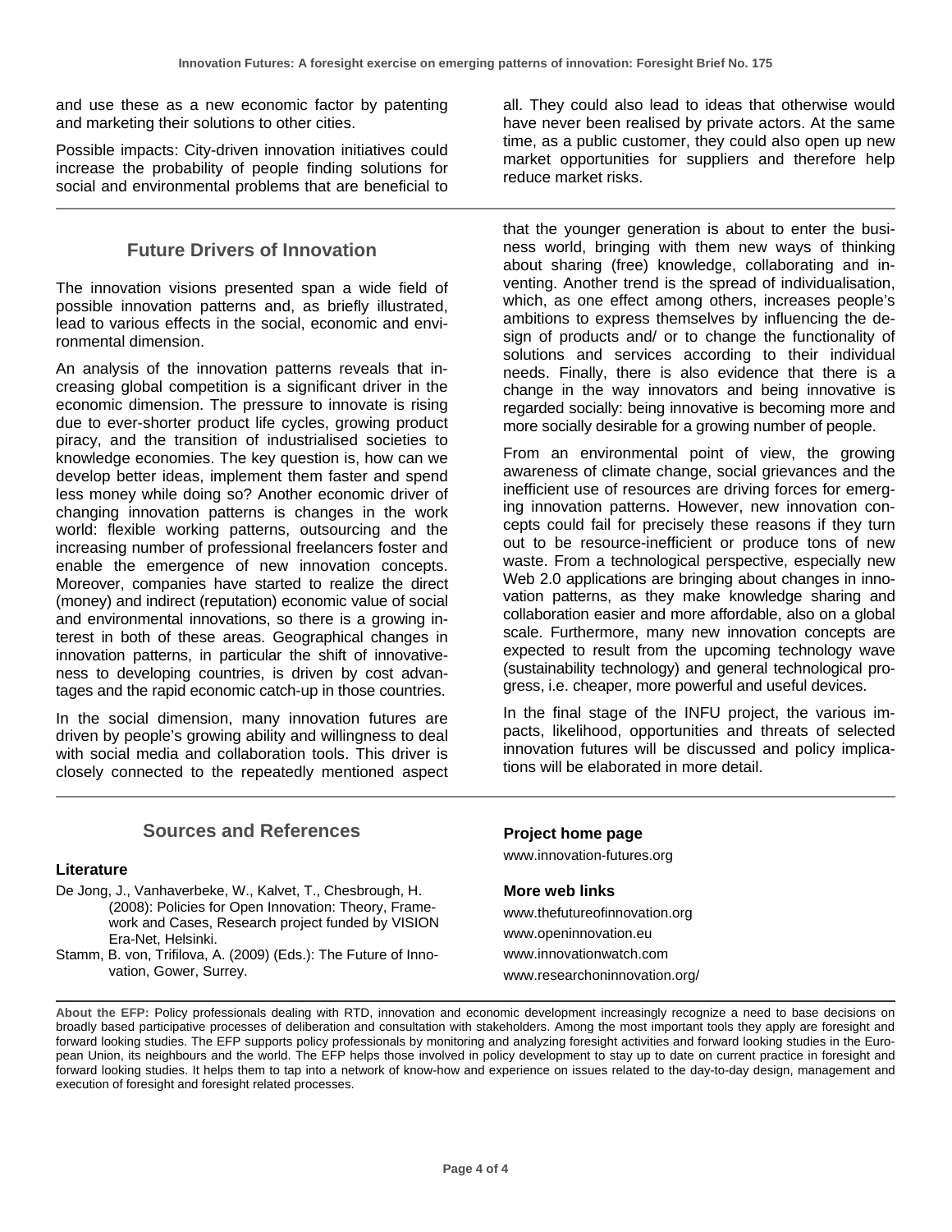and use these as a new economic factor by patenting and marketing their solutions to other cities.

Possible impacts: City-driven innovation initiatives could increase the probability of people finding solutions for social and environmental problems that are beneficial to all. They could also lead to ideas that otherwise would have never been realised by private actors. At the same time, as a public customer, they could also open up new market opportunities for suppliers and therefore help reduce market risks.

## Future Drivers of Innovation

The innovation visions presented span a wide field of possible innovation patterns and, as briefly illustrated, lead to various effects in the social, economic and environmental dimension.

An analysis of the innovation patterns reveals that increasing global competition is a significant driver in the economic dimension. The pressure to innovate is rising due to ever-shorter product life cycles, growing product piracy, and the transition of industrialised societies to knowledge economies. The key question is, how can we develop better ideas, implement them faster and spend less money while doing so? Another economic driver of changing innovation patterns is changes in the work world: flexible working patterns, outsourcing and the increasing number of professional freelancers foster and enable the emergence of new innovation concepts. Moreover, companies have started to realize the direct (money) and indirect (reputation) economic value of social and environmental innovations, so there is a growing interest in both of these areas. Geographical changes in innovation patterns, in particular the shift of innovativeness to developing countries, is driven by cost advantages and the rapid economic catch-up in those countries.

In the social dimension, many innovation futures are driven by people's growing ability and willingness to deal with social media and collaboration tools. This driver is closely connected to the repeatedly mentioned aspect that the younger generation is about to enter the business world, bringing with them new ways of thinking about sharing (free) knowledge, collaborating and inventing. Another trend is the spread of individualisation, which, as one effect among others, increases people's ambitions to express themselves by influencing the design of products and/ or to change the functionality of solutions and services according to their individual needs. Finally, there is also evidence that there is a change in the way innovators and being innovative is regarded socially: being innovative is becoming more and more socially desirable for a growing number of people.

From an environmental point of view, the growing awareness of climate change, social grievances and the inefficient use of resources are driving forces for emerging innovation patterns. However, new innovation concepts could fail for precisely these reasons if they turn out to be resource-inefficient or produce tons of new waste. From a technological perspective, especially new Web 2.0 applications are bringing about changes in innovation patterns, as they make knowledge sharing and collaboration easier and more affordable, also on a global scale. Furthermore, many new innovation concepts are expected to result from the upcoming technology wave (sustainability technology) and general technological progress, i.e. cheaper, more powerful and useful devices.

In the final stage of the INFU project, the various impacts, likelihood, opportunities and threats of selected innovation futures will be discussed and policy implications will be elaborated in more detail.

## Sources and References

### Literature

De Jong, J., Vanhaverbeke, W., Kalvet, T., Chesbrough, H. (2008): Policies for Open Innovation: Theory, Framework and Cases, Research project funded by VISION Era-Net, Helsinki.

Stamm, B. von, Trifilova, A. (2009) (Eds.): The Future of Innovation, Gower, Surrey.

### Project home page

www.innovation-futures.org

### More web links

www.thefutureofinnovation.org

www.openinnovation.eu

www.innovationwatch.com

www.researchoninnovation.org/

**About the EFP:** Policy professionals dealing with RTD, innovation and economic development increasingly recognize a need to base decisions on broadly based participative processes of deliberation and consultation with stakeholders. Among the most important tools they apply are foresight and forward looking studies. The EFP supports policy professionals by monitoring and analyzing foresight activities and forward looking studies in the European Union, its neighbours and the world. The EFP helps those involved in policy development to stay up to date on current practice in foresight and forward looking studies. It helps them to tap into a network of know-how and experience on issues related to the day-to-day design, management and execution of foresight and foresight related processes.